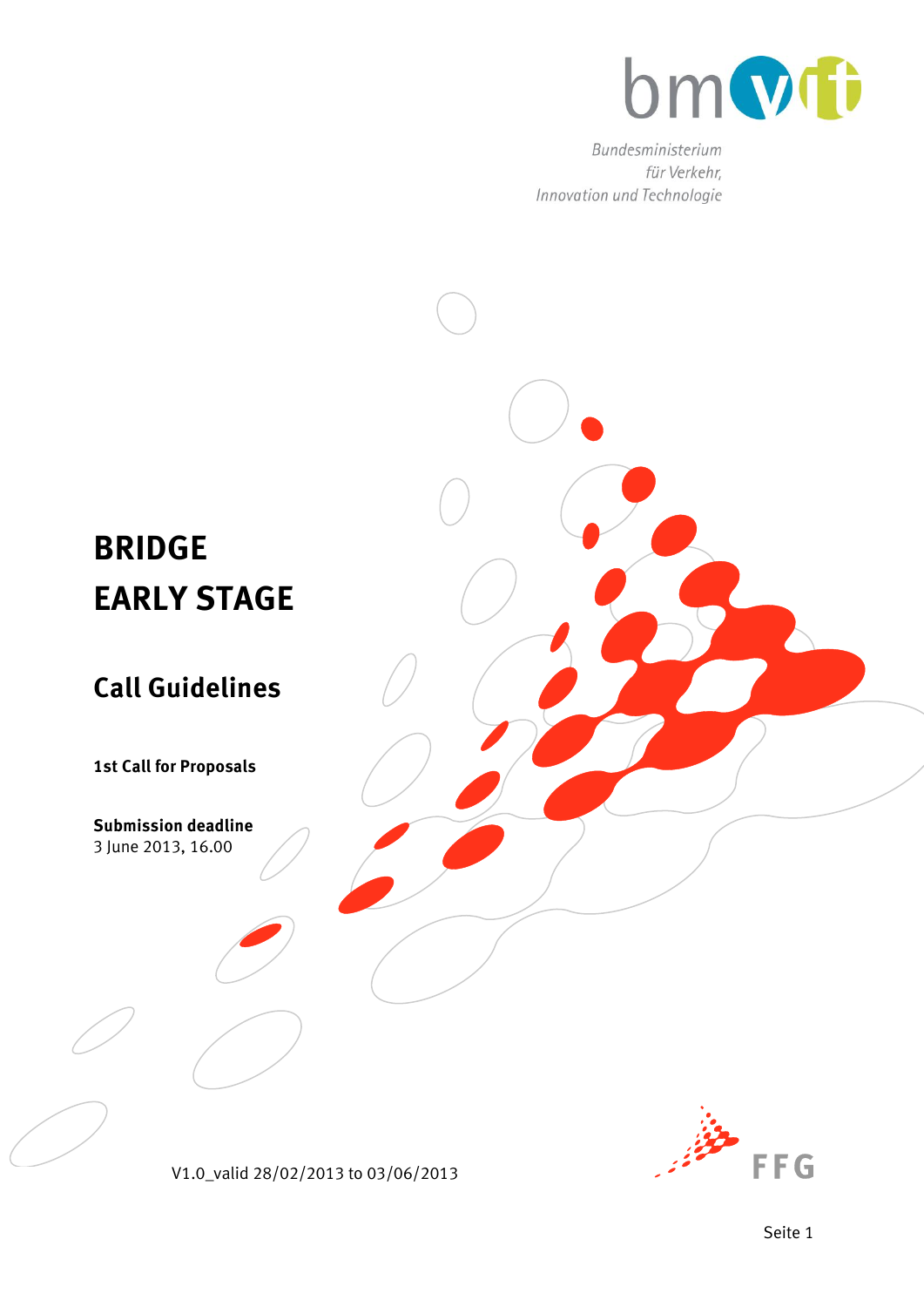bmvit

Bundesministerium
für Verkehr,
Innovation und Technologie

# BRIDGE
# EARLY STAGE

## Call Guidelines

**1st Call for Proposals**

**Submission deadline**
3 June 2013, 16.00

V1.0_valid 28/02/2013 to 03/06/2013

FFG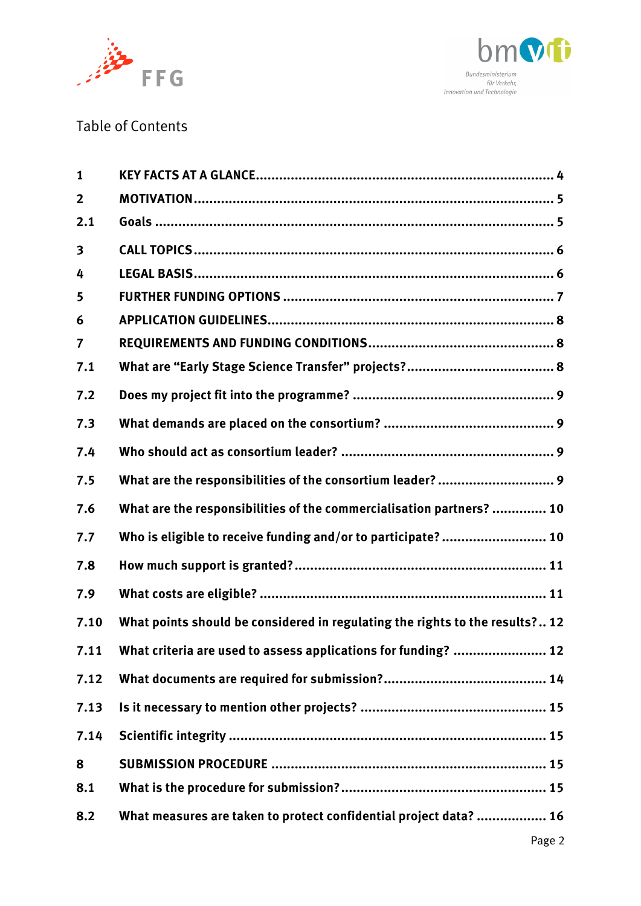Table of Contents

| | | |
|---|---|---|
| 1 | KEY FACTS AT A GLANCE | 4 |
| 2 | MOTIVATION | 5 |
| 2.1 | Goals | 5 |
| 3 | CALL TOPICS | 6 |
| 4 | LEGAL BASIS | 6 |
| 5 | FURTHER FUNDING OPTIONS | 7 |
| 6 | APPLICATION GUIDELINES | 8 |
| 7 | REQUIREMENTS AND FUNDING CONDITIONS | 8 |
| 7.1 | What are "Early Stage Science Transfer" projects? | 8 |
| 7.2 | Does my project fit into the programme? | 9 |
| 7.3 | What demands are placed on the consortium? | 9 |
| 7.4 | Who should act as consortium leader? | 9 |
| 7.5 | What are the responsibilities of the consortium leader? | 9 |
| 7.6 | What are the responsibilities of the commercialisation partners? | 10 |
| 7.7 | Who is eligible to receive funding and/or to participate? | 10 |
| 7.8 | How much support is granted? | 11 |
| 7.9 | What costs are eligible? | 11 |
| 7.10 | What points should be considered in regulating the rights to the results? | 12 |
| 7.11 | What criteria are used to assess applications for funding? | 12 |
| 7.12 | What documents are required for submission? | 14 |
| 7.13 | Is it necessary to mention other projects? | 15 |
| 7.14 | Scientific integrity | 15 |
| 8 | SUBMISSION PROCEDURE | 15 |
| 8.1 | What is the procedure for submission? | 15 |
| 8.2 | What measures are taken to protect confidential project data? | 16 |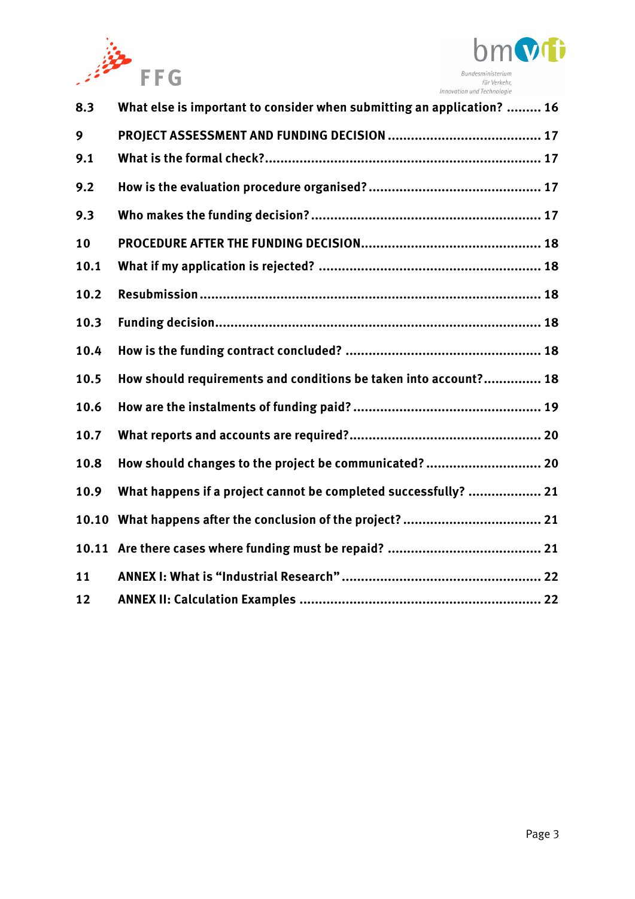| | | |
|---|---|---|
| 8.3 | What else is important to consider when submitting an application? | 16 |
| 9 | PROJECT ASSESSMENT AND FUNDING DECISION | 17 |
| 9.1 | What is the formal check? | 17 |
| 9.2 | How is the evaluation procedure organised? | 17 |
| 9.3 | Who makes the funding decision? | 17 |
| 10 | PROCEDURE AFTER THE FUNDING DECISION | 18 |
| 10.1 | What if my application is rejected? | 18 |
| 10.2 | Resubmission | 18 |
| 10.3 | Funding decision | 18 |
| 10.4 | How is the funding contract concluded? | 18 |
| 10.5 | How should requirements and conditions be taken into account? | 18 |
| 10.6 | How are the instalments of funding paid? | 19 |
| 10.7 | What reports and accounts are required? | 20 |
| 10.8 | How should changes to the project be communicated? | 20 |
| 10.9 | What happens if a project cannot be completed successfully? | 21 |
| 10.10 | What happens after the conclusion of the project? | 21 |
| 10.11 | Are there cases where funding must be repaid? | 21 |
| 11 | ANNEX I: What is "Industrial Research" | 22 |
| 12 | ANNEX II: Calculation Examples | 22 |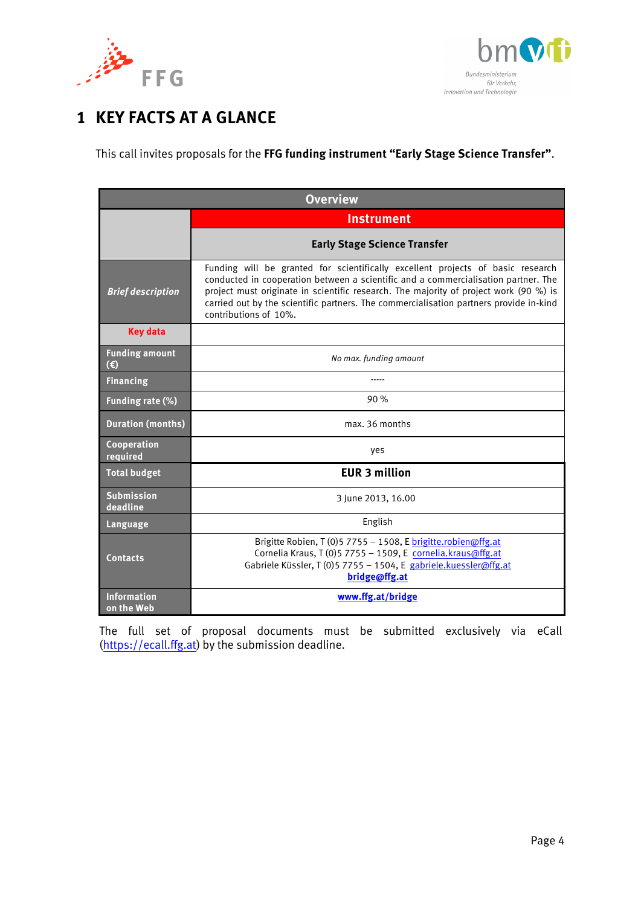# 1 KEY FACTS AT A GLANCE

This call invites proposals for the **FFG funding instrument “Early Stage Science Transfer”**.

| Overview | |
|---|---|
| | **Instrument** |
| | **Early Stage Science Transfer** |
| ***Brief description*** | Funding will be granted for scientifically excellent projects of basic research conducted in cooperation between a scientific and a commercialisation partner. The project must originate in scientific research. The majority of project work (90 %) is carried out by the scientific partners. The commercialisation partners provide in-kind contributions of 10%. |
| **Key data** | |
| **Funding amount (€)** | *No max. funding amount* |
| **Financing** | ----- |
| **Funding rate (%)** | 90 % |
| **Duration (months)** | max. 36 months |
| **Cooperation required** | yes |
| **Total budget** | **EUR 3 million** |
| **Submission deadline** | 3 June 2013, 16.00 |
| **Language** | English |
| **Contacts** | Brigitte Robien, T (0)5 7755 – 1508, E brigitte.robien@ffg.at<br>Cornelia Kraus, T (0)5 7755 – 1509, E cornelia.kraus@ffg.at<br>Gabriele Küssler, T (0)5 7755 – 1504, E gabriele.kuessler@ffg.at<br>**bridge@ffg.at** |
| **Information on the Web** | **www.ffg.at/bridge** |

The full set of proposal documents must be submitted exclusively via eCall (https://ecall.ffg.at) by the submission deadline.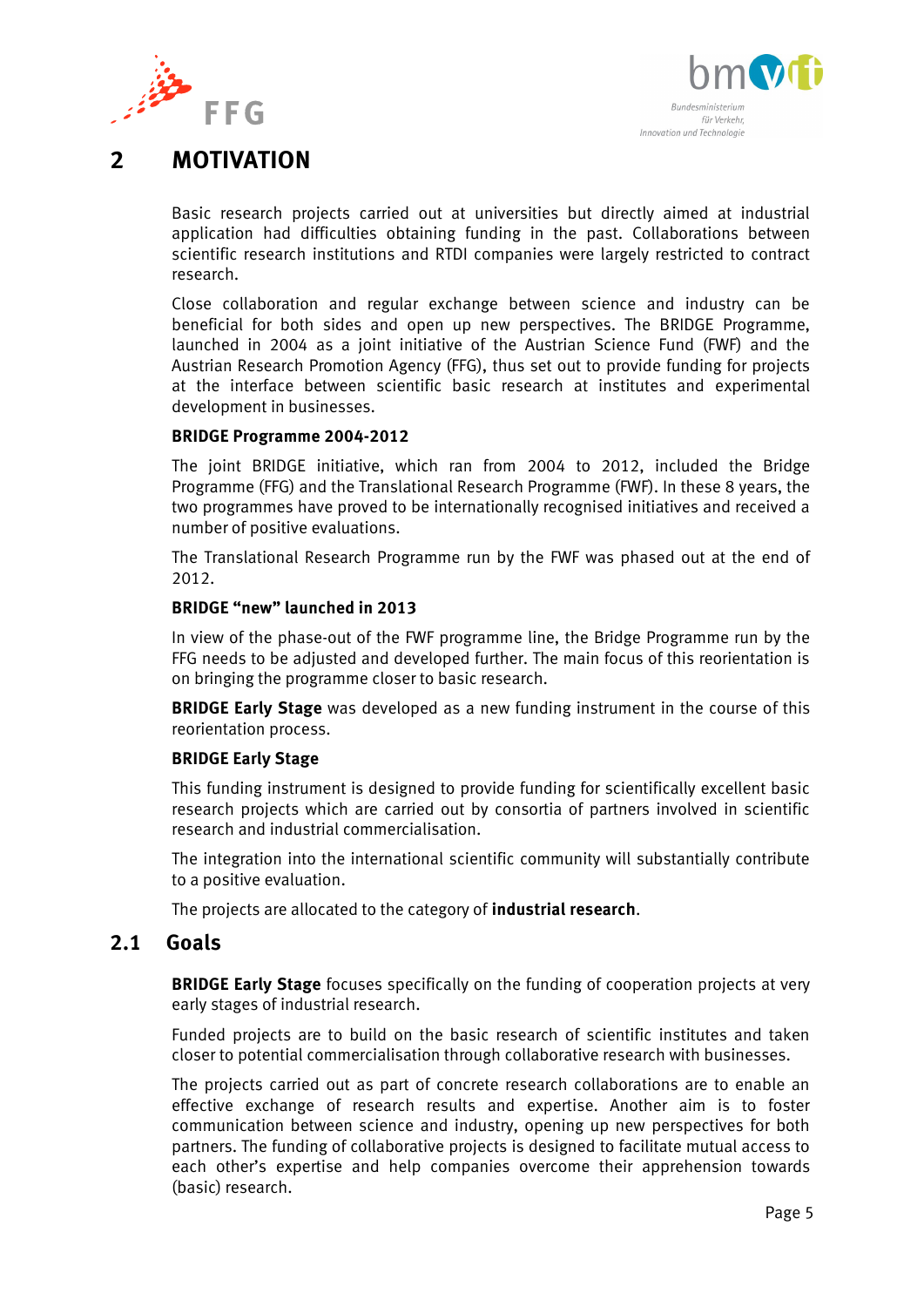# 2 MOTIVATION

Basic research projects carried out at universities but directly aimed at industrial application had difficulties obtaining funding in the past. Collaborations between scientific research institutions and RTDI companies were largely restricted to contract research.

Close collaboration and regular exchange between science and industry can be beneficial for both sides and open up new perspectives. The BRIDGE Programme, launched in 2004 as a joint initiative of the Austrian Science Fund (FWF) and the Austrian Research Promotion Agency (FFG), thus set out to provide funding for projects at the interface between scientific basic research at institutes and experimental development in businesses.

**BRIDGE Programme 2004-2012**

The joint BRIDGE initiative, which ran from 2004 to 2012, included the Bridge Programme (FFG) and the Translational Research Programme (FWF). In these 8 years, the two programmes have proved to be internationally recognised initiatives and received a number of positive evaluations.

The Translational Research Programme run by the FWF was phased out at the end of 2012.

**BRIDGE "new" launched in 2013**

In view of the phase-out of the FWF programme line, the Bridge Programme run by the FFG needs to be adjusted and developed further. The main focus of this reorientation is on bringing the programme closer to basic research.

**BRIDGE Early Stage** was developed as a new funding instrument in the course of this reorientation process.

**BRIDGE Early Stage**

This funding instrument is designed to provide funding for scientifically excellent basic research projects which are carried out by consortia of partners involved in scientific research and industrial commercialisation.

The integration into the international scientific community will substantially contribute to a positive evaluation.

The projects are allocated to the category of **industrial research**.

## 2.1 Goals

**BRIDGE Early Stage** focuses specifically on the funding of cooperation projects at very early stages of industrial research.

Funded projects are to build on the basic research of scientific institutes and taken closer to potential commercialisation through collaborative research with businesses.

The projects carried out as part of concrete research collaborations are to enable an effective exchange of research results and expertise. Another aim is to foster communication between science and industry, opening up new perspectives for both partners. The funding of collaborative projects is designed to facilitate mutual access to each other's expertise and help companies overcome their apprehension towards (basic) research.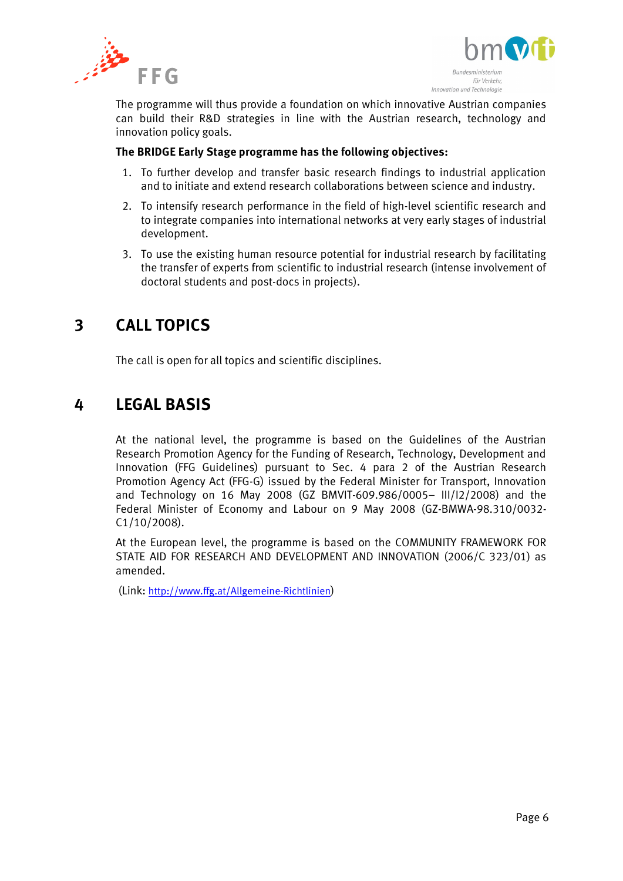The programme will thus provide a foundation on which innovative Austrian companies can build their R&D strategies in line with the Austrian research, technology and innovation policy goals.

**The BRIDGE Early Stage programme has the following objectives:**

1. To further develop and transfer basic research findings to industrial application and to initiate and extend research collaborations between science and industry.
2. To intensify research performance in the field of high-level scientific research and to integrate companies into international networks at very early stages of industrial development.
3. To use the existing human resource potential for industrial research by facilitating the transfer of experts from scientific to industrial research (intense involvement of doctoral students and post-docs in projects).

# 3 CALL TOPICS

The call is open for all topics and scientific disciplines.

# 4 LEGAL BASIS

At the national level, the programme is based on the Guidelines of the Austrian Research Promotion Agency for the Funding of Research, Technology, Development and Innovation (FFG Guidelines) pursuant to Sec. 4 para 2 of the Austrian Research Promotion Agency Act (FFG-G) issued by the Federal Minister for Transport, Innovation and Technology on 16 May 2008 (GZ BMVIT-609.986/0005– III/I2/2008) and the Federal Minister of Economy and Labour on 9 May 2008 (GZ-BMWA-98.310/0032-C1/10/2008).

At the European level, the programme is based on the COMMUNITY FRAMEWORK FOR STATE AID FOR RESEARCH AND DEVELOPMENT AND INNOVATION (2006/C 323/01) as amended.

(Link: http://www.ffg.at/Allgemeine-Richtlinien)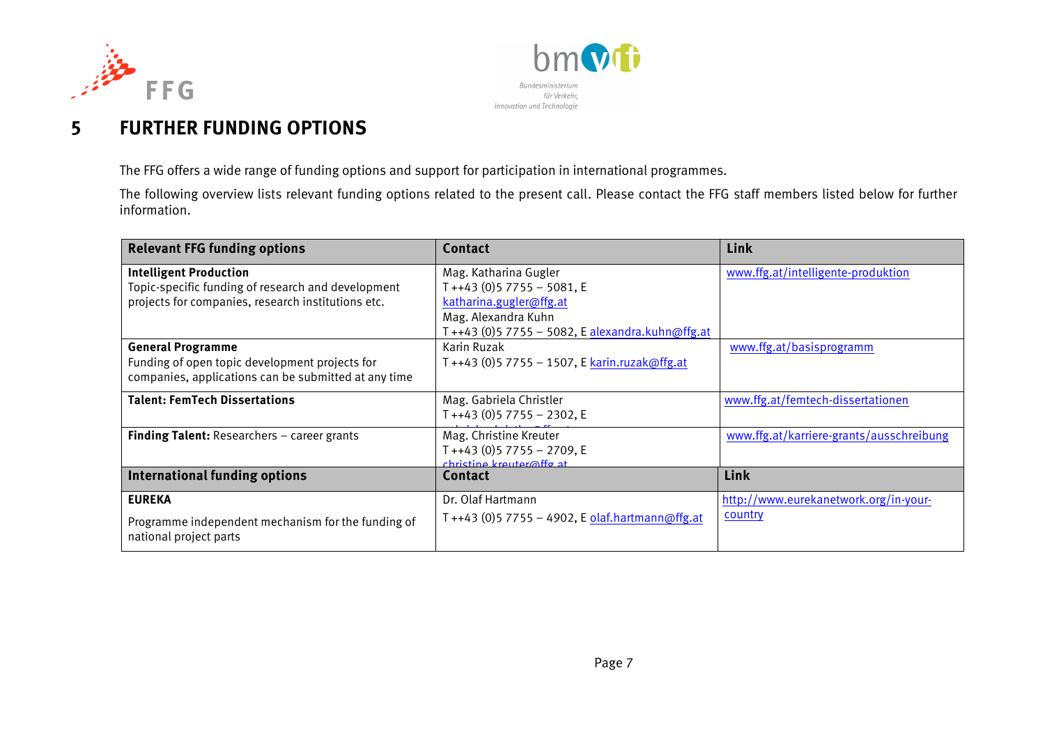# 5 FURTHER FUNDING OPTIONS

The FFG offers a wide range of funding options and support for participation in international programmes.

The following overview lists relevant funding options related to the present call. Please contact the FFG staff members listed below for further information.

| Relevant FFG funding options | Contact | Link |
|---|---|---|
| **Intelligent Production**<br>Topic-specific funding of research and development projects for companies, research institutions etc. | Mag. Katharina Gugler<br>T ++43 (0)5 7755 – 5081, E katharina.gugler@ffg.at<br>Mag. Alexandra Kuhn<br>T ++43 (0)5 7755 – 5082, E alexandra.kuhn@ffg.at | www.ffg.at/intelligente-produktion |
| **General Programme**<br>Funding of open topic development projects for companies, applications can be submitted at any time | Karin Ruzak<br>T ++43 (0)5 7755 – 1507, E karin.ruzak@ffg.at | www.ffg.at/basisprogramm |
| **Talent: FemTech Dissertations** | Mag. Gabriela Christler<br>T ++43 (0)5 7755 – 2302, E | www.ffg.at/femtech-dissertationen |
| **Finding Talent:** Researchers – career grants | Mag. Christine Kreuter<br>T ++43 (0)5 7755 – 2709, E christine.kreuter@ffg.at | www.ffg.at/karriere-grants/ausschreibung |
| **International funding options** | **Contact** | **Link** |
| **EUREKA**<br>Programme independent mechanism for the funding of national project parts | Dr. Olaf Hartmann<br>T ++43 (0)5 7755 – 4902, E olaf.hartmann@ffg.at | http://www.eurekanetwork.org/in-your-country |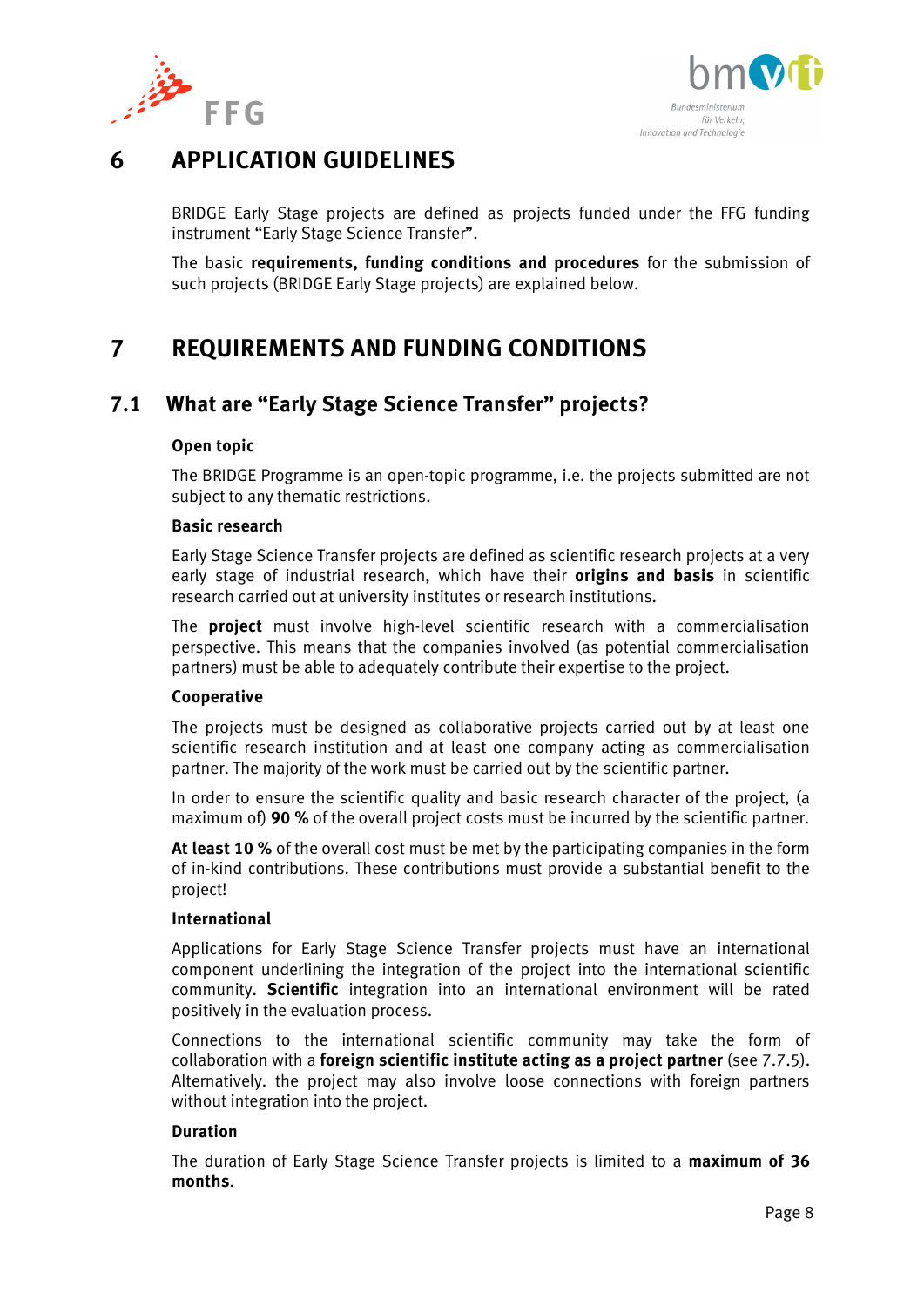# 6 APPLICATION GUIDELINES

BRIDGE Early Stage projects are defined as projects funded under the FFG funding instrument "Early Stage Science Transfer".

The basic **requirements, funding conditions and procedures** for the submission of such projects (BRIDGE Early Stage projects) are explained below.

# 7 REQUIREMENTS AND FUNDING CONDITIONS

## 7.1 What are "Early Stage Science Transfer" projects?

**Open topic**

The BRIDGE Programme is an open-topic programme, i.e. the projects submitted are not subject to any thematic restrictions.

**Basic research**

Early Stage Science Transfer projects are defined as scientific research projects at a very early stage of industrial research, which have their **origins and basis** in scientific research carried out at university institutes or research institutions.

The **project** must involve high-level scientific research with a commercialisation perspective. This means that the companies involved (as potential commercialisation partners) must be able to adequately contribute their expertise to the project.

**Cooperative**

The projects must be designed as collaborative projects carried out by at least one scientific research institution and at least one company acting as commercialisation partner. The majority of the work must be carried out by the scientific partner.

In order to ensure the scientific quality and basic research character of the project, (a maximum of) **90 %** of the overall project costs must be incurred by the scientific partner.

**At least 10 %** of the overall cost must be met by the participating companies in the form of in-kind contributions. These contributions must provide a substantial benefit to the project!

**International**

Applications for Early Stage Science Transfer projects must have an international component underlining the integration of the project into the international scientific community. **Scientific** integration into an international environment will be rated positively in the evaluation process.

Connections to the international scientific community may take the form of collaboration with a **foreign scientific institute acting as a project partner** (see 7.7.5). Alternatively. the project may also involve loose connections with foreign partners without integration into the project.

**Duration**

The duration of Early Stage Science Transfer projects is limited to a **maximum of 36 months**.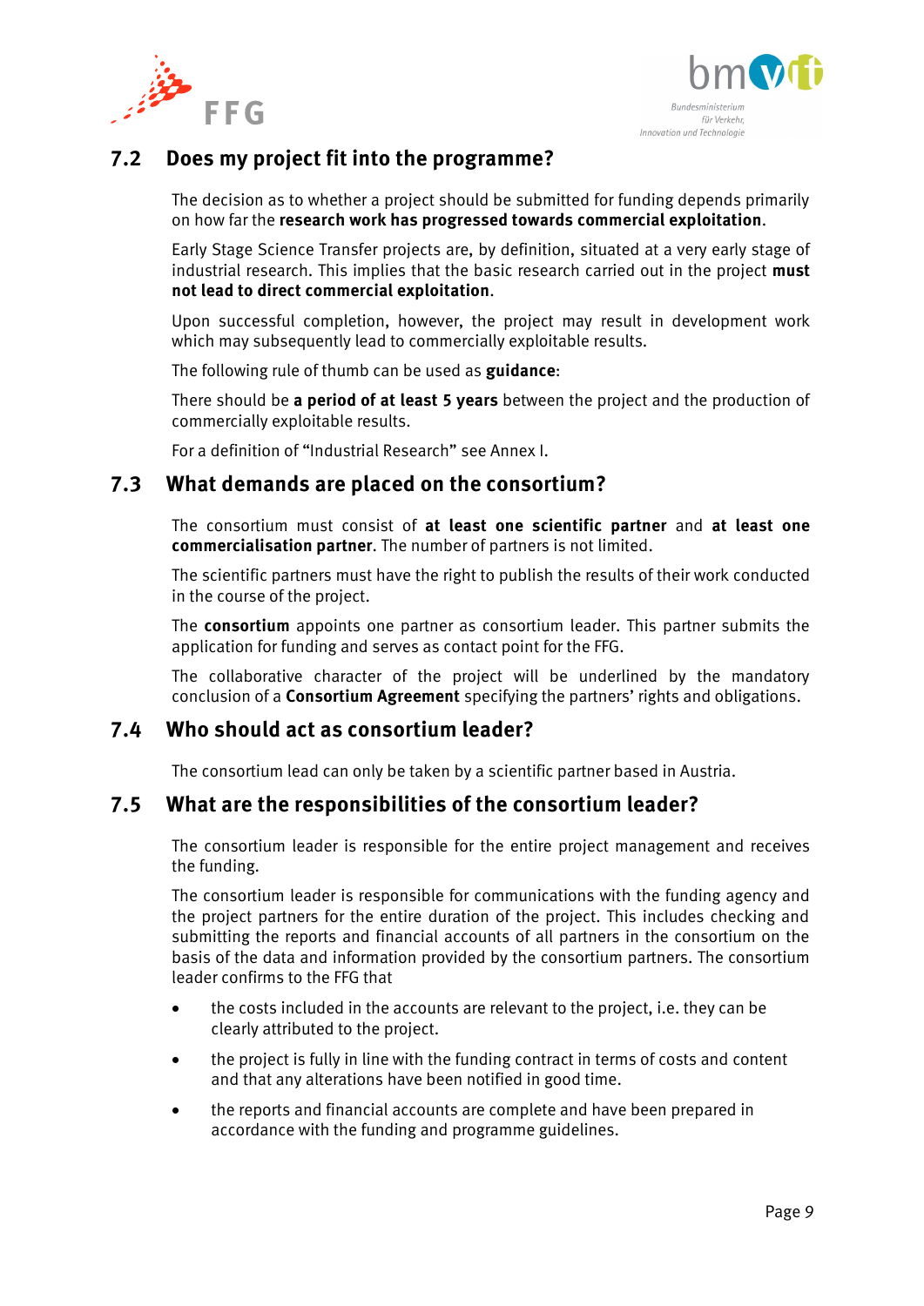## 7.2 Does my project fit into the programme?

The decision as to whether a project should be submitted for funding depends primarily on how far the **research work has progressed towards commercial exploitation**.

Early Stage Science Transfer projects are, by definition, situated at a very early stage of industrial research. This implies that the basic research carried out in the project **must not lead to direct commercial exploitation**.

Upon successful completion, however, the project may result in development work which may subsequently lead to commercially exploitable results.

The following rule of thumb can be used as **guidance**:

There should be **a period of at least 5 years** between the project and the production of commercially exploitable results.

For a definition of "Industrial Research" see Annex I.

## 7.3 What demands are placed on the consortium?

The consortium must consist of **at least one scientific partner** and **at least one commercialisation partner**. The number of partners is not limited.

The scientific partners must have the right to publish the results of their work conducted in the course of the project.

The **consortium** appoints one partner as consortium leader. This partner submits the application for funding and serves as contact point for the FFG.

The collaborative character of the project will be underlined by the mandatory conclusion of a **Consortium Agreement** specifying the partners' rights and obligations.

## 7.4 Who should act as consortium leader?

The consortium lead can only be taken by a scientific partner based in Austria.

## 7.5 What are the responsibilities of the consortium leader?

The consortium leader is responsible for the entire project management and receives the funding.

The consortium leader is responsible for communications with the funding agency and the project partners for the entire duration of the project. This includes checking and submitting the reports and financial accounts of all partners in the consortium on the basis of the data and information provided by the consortium partners. The consortium leader confirms to the FFG that

- the costs included in the accounts are relevant to the project, i.e. they can be clearly attributed to the project.
- the project is fully in line with the funding contract in terms of costs and content and that any alterations have been notified in good time.
- the reports and financial accounts are complete and have been prepared in accordance with the funding and programme guidelines.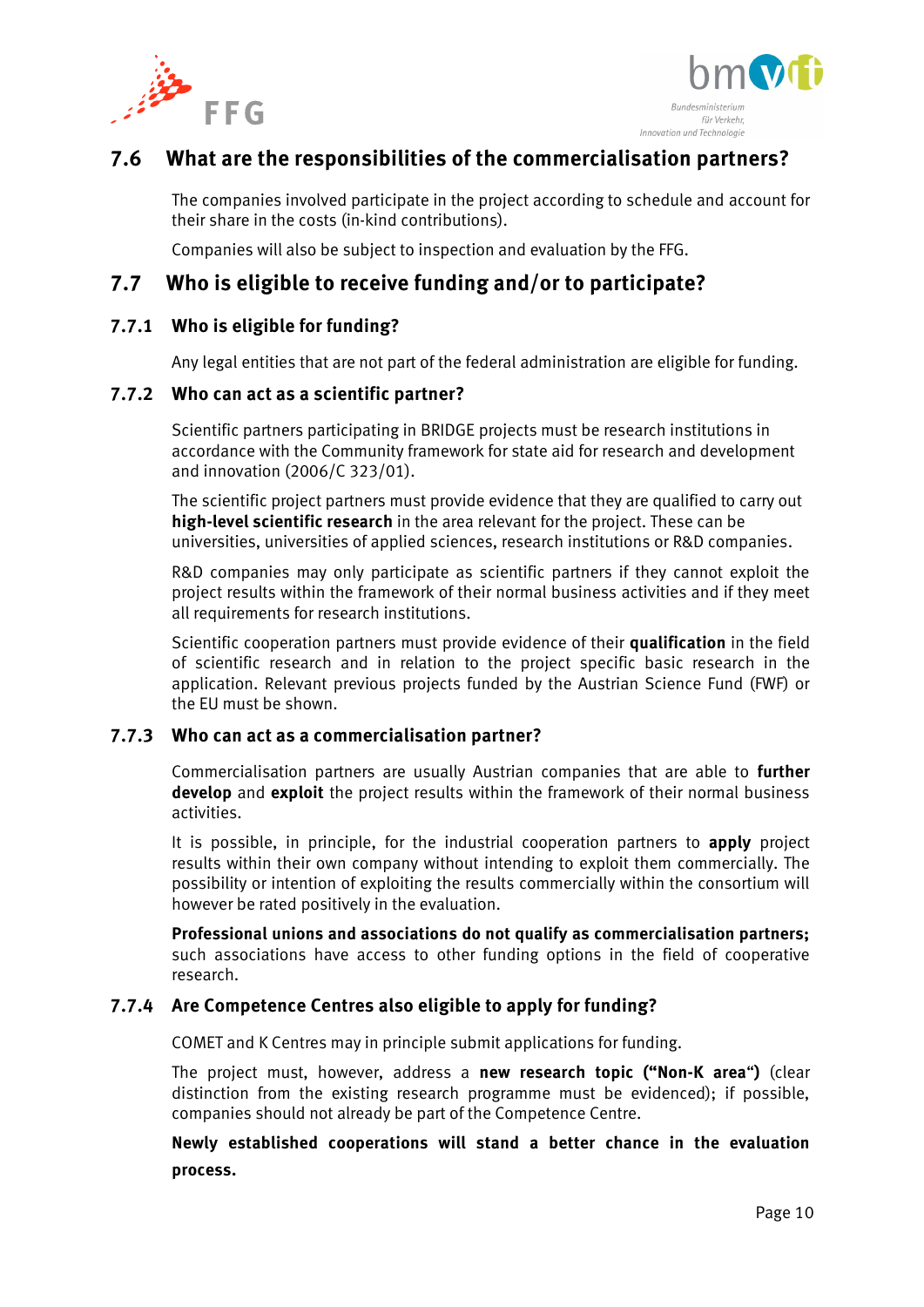## 7.6 What are the responsibilities of the commercialisation partners?

The companies involved participate in the project according to schedule and account for their share in the costs (in-kind contributions).

Companies will also be subject to inspection and evaluation by the FFG.

## 7.7 Who is eligible to receive funding and/or to participate?

### 7.7.1 Who is eligible for funding?

Any legal entities that are not part of the federal administration are eligible for funding.

### 7.7.2 Who can act as a scientific partner?

Scientific partners participating in BRIDGE projects must be research institutions in accordance with the Community framework for state aid for research and development and innovation (2006/C 323/01).

The scientific project partners must provide evidence that they are qualified to carry out **high-level scientific research** in the area relevant for the project. These can be universities, universities of applied sciences, research institutions or R&D companies.

R&D companies may only participate as scientific partners if they cannot exploit the project results within the framework of their normal business activities and if they meet all requirements for research institutions.

Scientific cooperation partners must provide evidence of their **qualification** in the field of scientific research and in relation to the project specific basic research in the application. Relevant previous projects funded by the Austrian Science Fund (FWF) or the EU must be shown.

### 7.7.3 Who can act as a commercialisation partner?

Commercialisation partners are usually Austrian companies that are able to **further develop** and **exploit** the project results within the framework of their normal business activities.

It is possible, in principle, for the industrial cooperation partners to **apply** project results within their own company without intending to exploit them commercially. The possibility or intention of exploiting the results commercially within the consortium will however be rated positively in the evaluation.

**Professional unions and associations do not qualify as commercialisation partners;** such associations have access to other funding options in the field of cooperative research.

### 7.7.4 Are Competence Centres also eligible to apply for funding?

COMET and K Centres may in principle submit applications for funding.

The project must, however, address a **new research topic ("Non-K area")** (clear distinction from the existing research programme must be evidenced); if possible, companies should not already be part of the Competence Centre.

**Newly established cooperations will stand a better chance in the evaluation process.**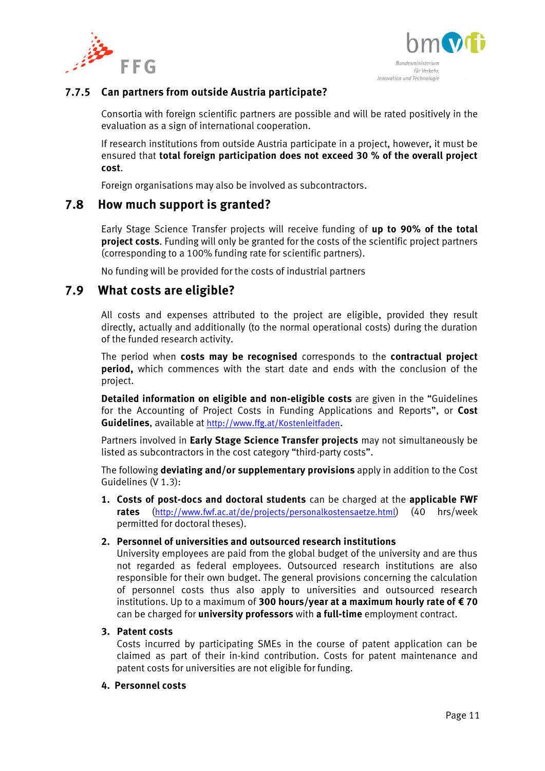### 7.7.5 Can partners from outside Austria participate?

Consortia with foreign scientific partners are possible and will be rated positively in the evaluation as a sign of international cooperation.

If research institutions from outside Austria participate in a project, however, it must be ensured that **total foreign participation does not exceed 30 % of the overall project cost**.

Foreign organisations may also be involved as subcontractors.

## 7.8 How much support is granted?

Early Stage Science Transfer projects will receive funding of **up to 90% of the total project costs**. Funding will only be granted for the costs of the scientific project partners (corresponding to a 100% funding rate for scientific partners).

No funding will be provided for the costs of industrial partners

## 7.9 What costs are eligible?

All costs and expenses attributed to the project are eligible, provided they result directly, actually and additionally (to the normal operational costs) during the duration of the funded research activity.

The period when **costs may be recognised** corresponds to the **contractual project period,** which commences with the start date and ends with the conclusion of the project.

**Detailed information on eligible and non-eligible costs** are given in the "Guidelines for the Accounting of Project Costs in Funding Applications and Reports", or **Cost Guidelines**, available at http://www.ffg.at/Kostenleitfaden.

Partners involved in **Early Stage Science Transfer projects** may not simultaneously be listed as subcontractors in the cost category "third-party costs".

The following **deviating and/or supplementary provisions** apply in addition to the Cost Guidelines (V 1.3):

1. **Costs of post-docs and doctoral students** can be charged at the **applicable FWF rates** (http://www.fwf.ac.at/de/projects/personalkostensaetze.html) (40 hrs/week permitted for doctoral theses).

2. **Personnel of universities and outsourced research institutions**
   University employees are paid from the global budget of the university and are thus not regarded as federal employees. Outsourced research institutions are also responsible for their own budget. The general provisions concerning the calculation of personnel costs thus also apply to universities and outsourced research institutions. Up to a maximum of **300 hours/year at a maximum hourly rate of € 70** can be charged for **university professors** with **a full-time** employment contract.

3. **Patent costs**
   Costs incurred by participating SMEs in the course of patent application can be claimed as part of their in-kind contribution. Costs for patent maintenance and patent costs for universities are not eligible for funding.

4. **Personnel costs**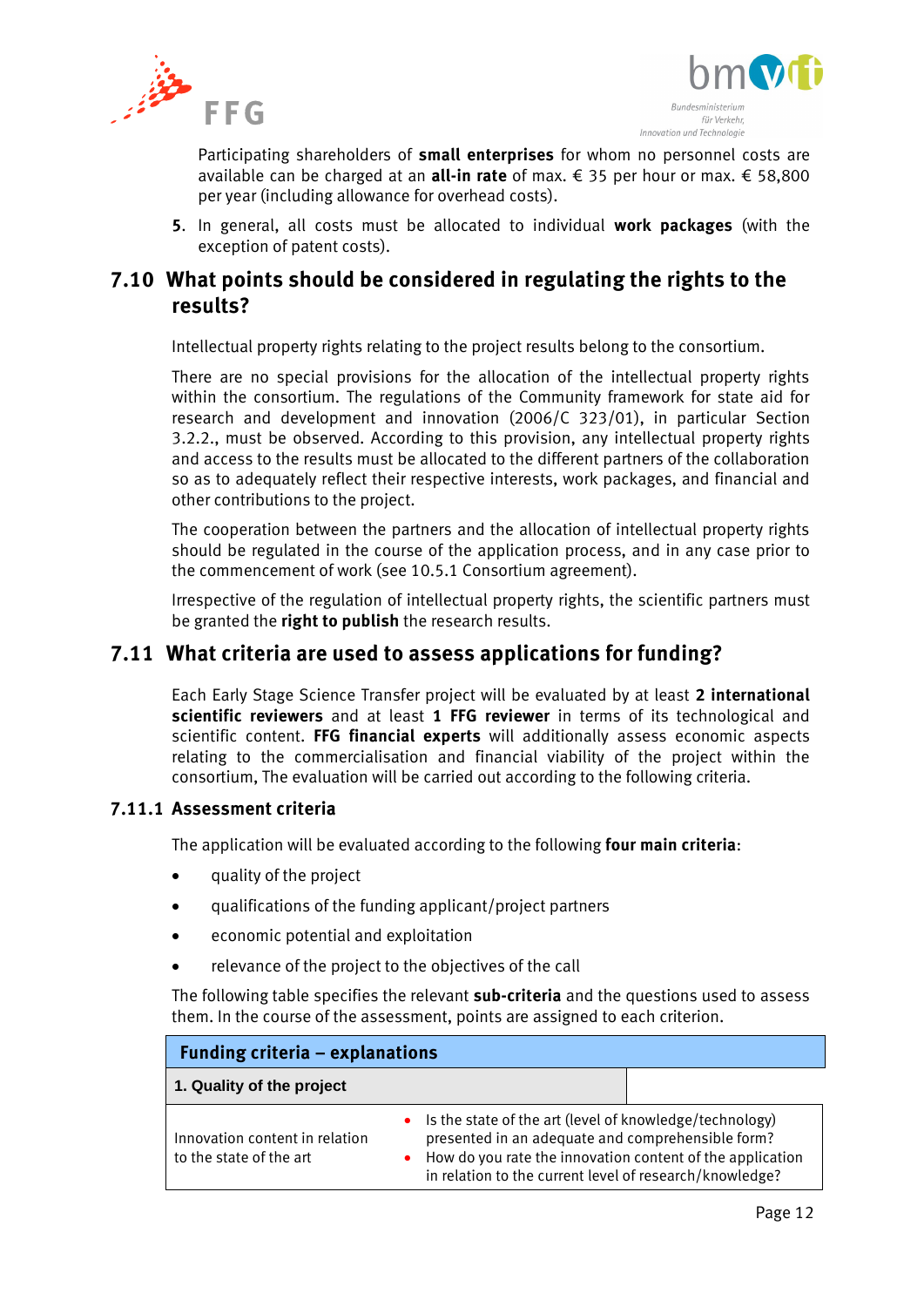Participating shareholders of **small enterprises** for whom no personnel costs are available can be charged at an **all-in rate** of max. € 35 per hour or max. € 58,800 per year (including allowance for overhead costs).

5. In general, all costs must be allocated to individual **work packages** (with the exception of patent costs).

## 7.10 What points should be considered in regulating the rights to the results?

Intellectual property rights relating to the project results belong to the consortium.

There are no special provisions for the allocation of the intellectual property rights within the consortium. The regulations of the Community framework for state aid for research and development and innovation (2006/C 323/01), in particular Section 3.2.2., must be observed. According to this provision, any intellectual property rights and access to the results must be allocated to the different partners of the collaboration so as to adequately reflect their respective interests, work packages, and financial and other contributions to the project.

The cooperation between the partners and the allocation of intellectual property rights should be regulated in the course of the application process, and in any case prior to the commencement of work (see 10.5.1 Consortium agreement).

Irrespective of the regulation of intellectual property rights, the scientific partners must be granted the **right to publish** the research results.

## 7.11 What criteria are used to assess applications for funding?

Each Early Stage Science Transfer project will be evaluated by at least **2 international scientific reviewers** and at least **1 FFG reviewer** in terms of its technological and scientific content. **FFG financial experts** will additionally assess economic aspects relating to the commercialisation and financial viability of the project within the consortium, The evaluation will be carried out according to the following criteria.

### 7.11.1 Assessment criteria

The application will be evaluated according to the following **four main criteria**:

- quality of the project
- qualifications of the funding applicant/project partners
- economic potential and exploitation
- relevance of the project to the objectives of the call

The following table specifies the relevant **sub-criteria** and the questions used to assess them. In the course of the assessment, points are assigned to each criterion.

| **Funding criteria – explanations** | |
|---|---|
| **1. Quality of the project** | |
| Innovation content in relation to the state of the art | • Is the state of the art (level of knowledge/technology) presented in an adequate and comprehensible form?<br>• How do you rate the innovation content of the application in relation to the current level of research/knowledge? |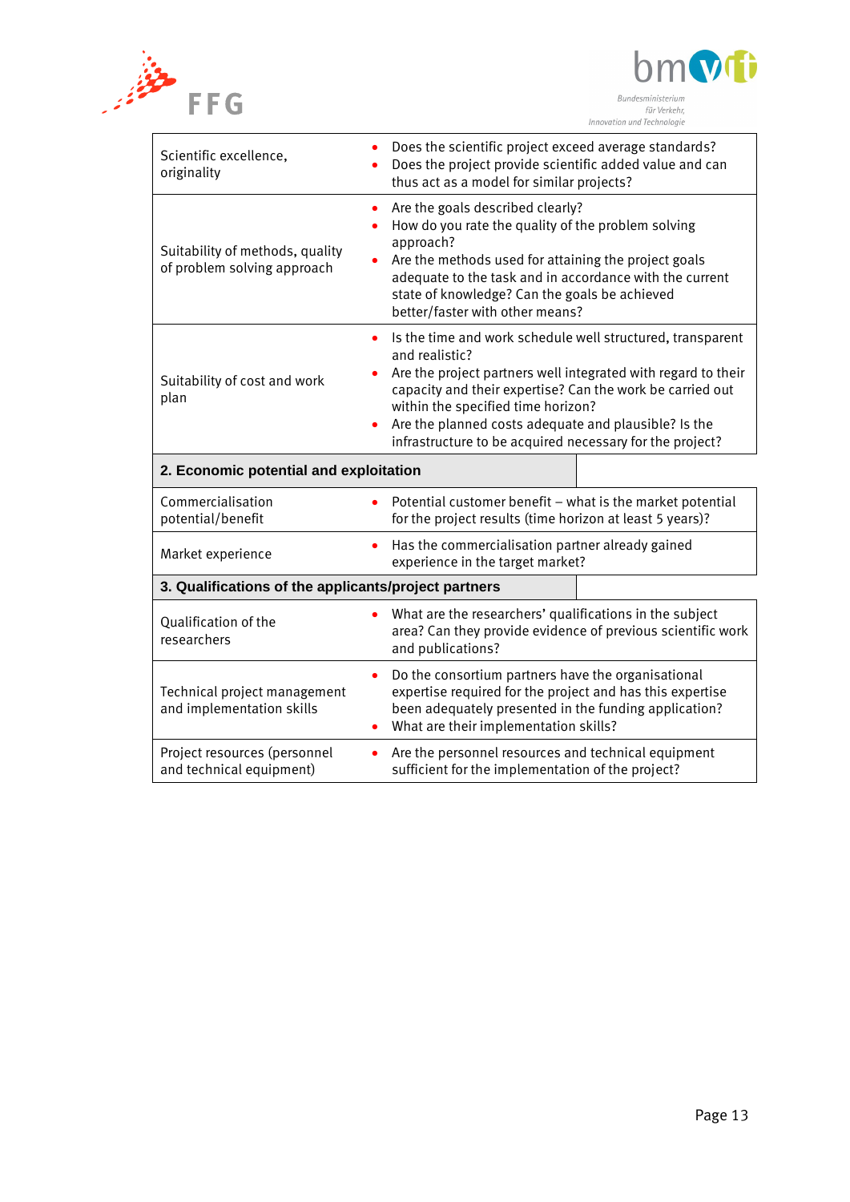| | |
|---|---|
| Scientific excellence, originality | • Does the scientific project exceed average standards?<br>• Does the project provide scientific added value and can thus act as a model for similar projects? |
| Suitability of methods, quality of problem solving approach | • Are the goals described clearly?<br>• How do you rate the quality of the problem solving approach?<br>• Are the methods used for attaining the project goals adequate to the task and in accordance with the current state of knowledge? Can the goals be achieved better/faster with other means? |
| Suitability of cost and work plan | • Is the time and work schedule well structured, transparent and realistic?<br>• Are the project partners well integrated with regard to their capacity and their expertise? Can the work be carried out within the specified time horizon?<br>• Are the planned costs adequate and plausible? Is the infrastructure to be acquired necessary for the project? |
| **2. Economic potential and exploitation** | |
| Commercialisation potential/benefit | • Potential customer benefit – what is the market potential for the project results (time horizon at least 5 years)? |
| Market experience | • Has the commercialisation partner already gained experience in the target market? |
| **3. Qualifications of the applicants/project partners** | |
| Qualification of the researchers | • What are the researchers' qualifications in the subject area? Can they provide evidence of previous scientific work and publications? |
| Technical project management and implementation skills | • Do the consortium partners have the organisational expertise required for the project and has this expertise been adequately presented in the funding application?<br>• What are their implementation skills? |
| Project resources (personnel and technical equipment) | • Are the personnel resources and technical equipment sufficient for the implementation of the project? |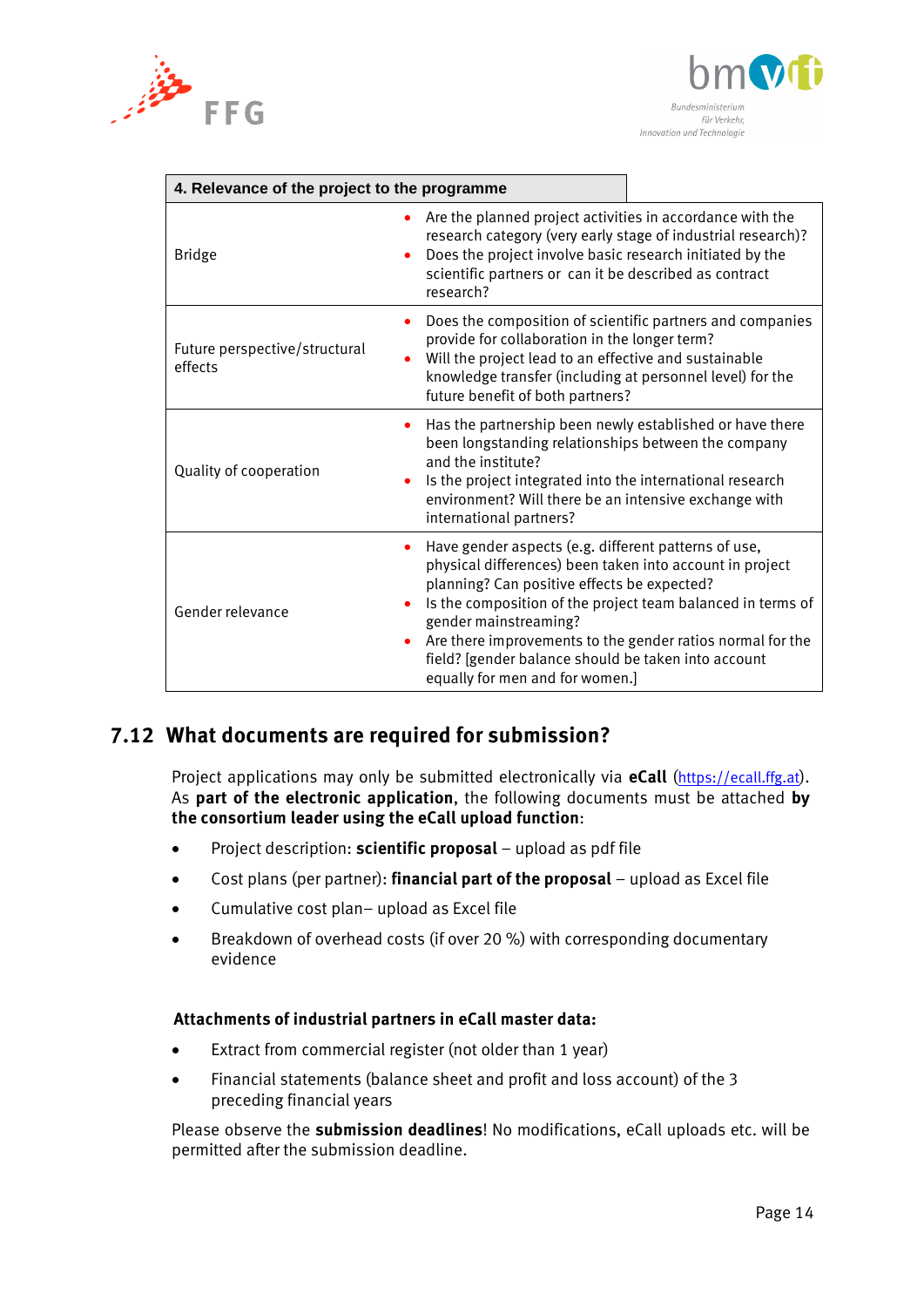| 4. Relevance of the project to the programme | |
|---|---|
| Bridge | • Are the planned project activities in accordance with the research category (very early stage of industrial research)?<br>• Does the project involve basic research initiated by the scientific partners or can it be described as contract research? |
| Future perspective/structural effects | • Does the composition of scientific partners and companies provide for collaboration in the longer term?<br>• Will the project lead to an effective and sustainable knowledge transfer (including at personnel level) for the future benefit of both partners? |
| Quality of cooperation | • Has the partnership been newly established or have there been longstanding relationships between the company and the institute?<br>• Is the project integrated into the international research environment? Will there be an intensive exchange with international partners? |
| Gender relevance | • Have gender aspects (e.g. different patterns of use, physical differences) been taken into account in project planning? Can positive effects be expected?<br>• Is the composition of the project team balanced in terms of gender mainstreaming?<br>• Are there improvements to the gender ratios normal for the field? [gender balance should be taken into account equally for men and for women.] |

## 7.12 What documents are required for submission?

Project applications may only be submitted electronically via **eCall** (https://ecall.ffg.at). As **part of the electronic application**, the following documents must be attached **by the consortium leader using the eCall upload function**:

- Project description: **scientific proposal** – upload as pdf file
- Cost plans (per partner): **financial part of the proposal** – upload as Excel file
- Cumulative cost plan– upload as Excel file
- Breakdown of overhead costs (if over 20 %) with corresponding documentary evidence

**Attachments of industrial partners in eCall master data:**

- Extract from commercial register (not older than 1 year)
- Financial statements (balance sheet and profit and loss account) of the 3 preceding financial years

Please observe the **submission deadlines**! No modifications, eCall uploads etc. will be permitted after the submission deadline.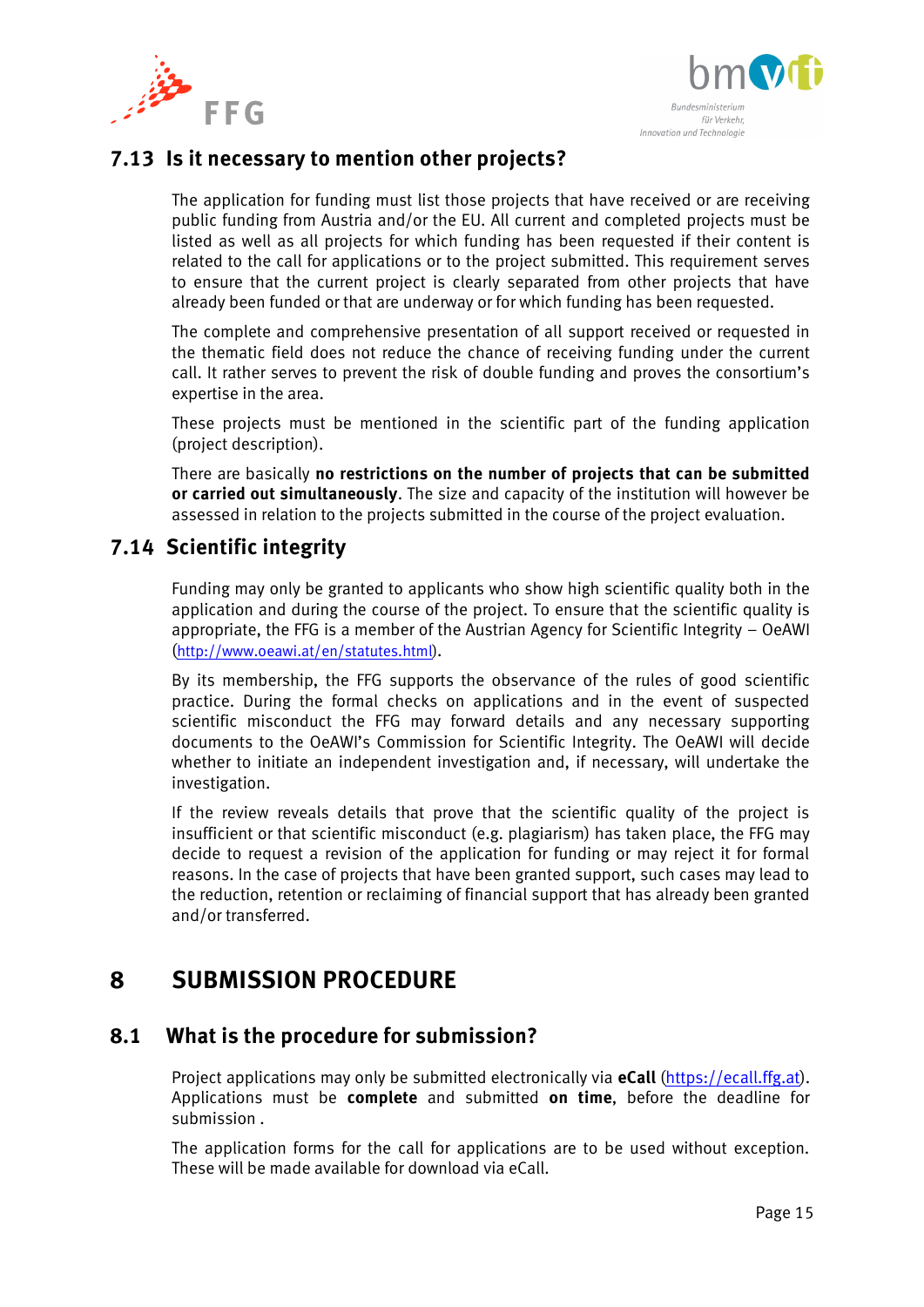## 7.13 Is it necessary to mention other projects?

The application for funding must list those projects that have received or are receiving public funding from Austria and/or the EU. All current and completed projects must be listed as well as all projects for which funding has been requested if their content is related to the call for applications or to the project submitted. This requirement serves to ensure that the current project is clearly separated from other projects that have already been funded or that are underway or for which funding has been requested.

The complete and comprehensive presentation of all support received or requested in the thematic field does not reduce the chance of receiving funding under the current call. It rather serves to prevent the risk of double funding and proves the consortium's expertise in the area.

These projects must be mentioned in the scientific part of the funding application (project description).

There are basically **no restrictions on the number of projects that can be submitted or carried out simultaneously**. The size and capacity of the institution will however be assessed in relation to the projects submitted in the course of the project evaluation.

## 7.14 Scientific integrity

Funding may only be granted to applicants who show high scientific quality both in the application and during the course of the project. To ensure that the scientific quality is appropriate, the FFG is a member of the Austrian Agency for Scientific Integrity – OeAWI (http://www.oeawi.at/en/statutes.html).

By its membership, the FFG supports the observance of the rules of good scientific practice. During the formal checks on applications and in the event of suspected scientific misconduct the FFG may forward details and any necessary supporting documents to the OeAWI's Commission for Scientific Integrity. The OeAWI will decide whether to initiate an independent investigation and, if necessary, will undertake the investigation.

If the review reveals details that prove that the scientific quality of the project is insufficient or that scientific misconduct (e.g. plagiarism) has taken place, the FFG may decide to request a revision of the application for funding or may reject it for formal reasons. In the case of projects that have been granted support, such cases may lead to the reduction, retention or reclaiming of financial support that has already been granted and/or transferred.

# 8 SUBMISSION PROCEDURE

## 8.1 What is the procedure for submission?

Project applications may only be submitted electronically via **eCall** (https://ecall.ffg.at). Applications must be **complete** and submitted **on time**, before the deadline for submission .

The application forms for the call for applications are to be used without exception. These will be made available for download via eCall.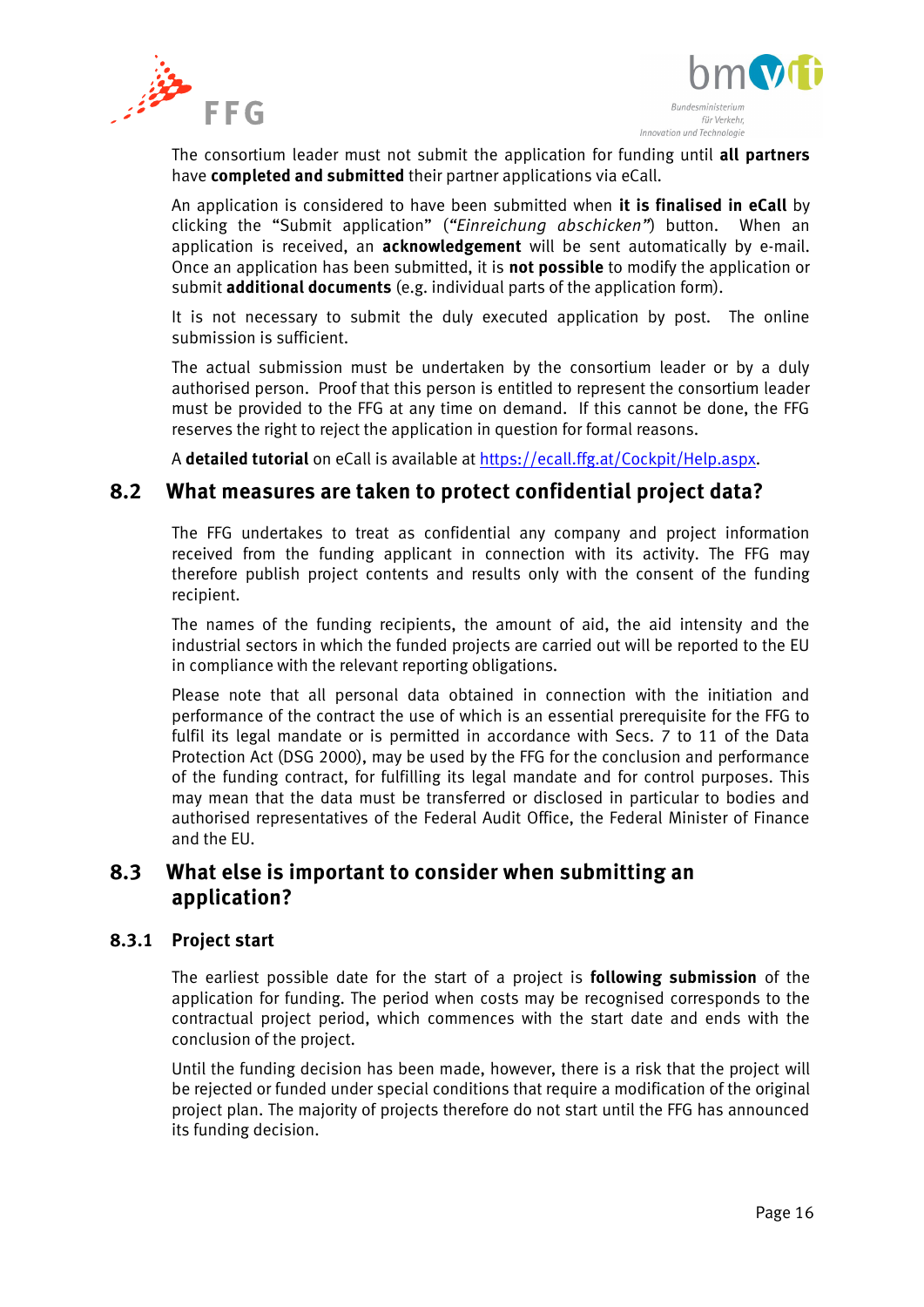The consortium leader must not submit the application for funding until **all partners** have **completed and submitted** their partner applications via eCall.

An application is considered to have been submitted when **it is finalised in eCall** by clicking the "Submit application" (*"Einreichung abschicken"*) button. When an application is received, an **acknowledgement** will be sent automatically by e-mail. Once an application has been submitted, it is **not possible** to modify the application or submit **additional documents** (e.g. individual parts of the application form).

It is not necessary to submit the duly executed application by post. The online submission is sufficient.

The actual submission must be undertaken by the consortium leader or by a duly authorised person. Proof that this person is entitled to represent the consortium leader must be provided to the FFG at any time on demand. If this cannot be done, the FFG reserves the right to reject the application in question for formal reasons.

A **detailed tutorial** on eCall is available at https://ecall.ffg.at/Cockpit/Help.aspx.

## 8.2 What measures are taken to protect confidential project data?

The FFG undertakes to treat as confidential any company and project information received from the funding applicant in connection with its activity. The FFG may therefore publish project contents and results only with the consent of the funding recipient.

The names of the funding recipients, the amount of aid, the aid intensity and the industrial sectors in which the funded projects are carried out will be reported to the EU in compliance with the relevant reporting obligations.

Please note that all personal data obtained in connection with the initiation and performance of the contract the use of which is an essential prerequisite for the FFG to fulfil its legal mandate or is permitted in accordance with Secs. 7 to 11 of the Data Protection Act (DSG 2000), may be used by the FFG for the conclusion and performance of the funding contract, for fulfilling its legal mandate and for control purposes. This may mean that the data must be transferred or disclosed in particular to bodies and authorised representatives of the Federal Audit Office, the Federal Minister of Finance and the EU.

## 8.3 What else is important to consider when submitting an application?

### 8.3.1 Project start

The earliest possible date for the start of a project is **following submission** of the application for funding. The period when costs may be recognised corresponds to the contractual project period, which commences with the start date and ends with the conclusion of the project.

Until the funding decision has been made, however, there is a risk that the project will be rejected or funded under special conditions that require a modification of the original project plan. The majority of projects therefore do not start until the FFG has announced its funding decision.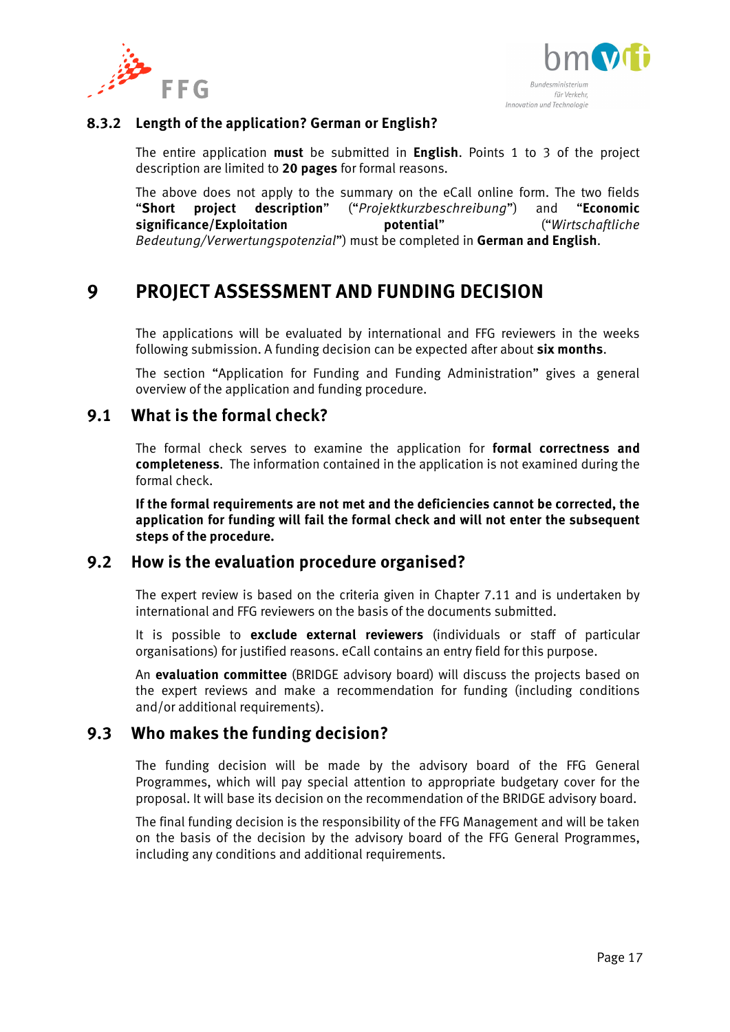### 8.3.2 Length of the application? German or English?

The entire application **must** be submitted in **English**. Points 1 to 3 of the project description are limited to **20 pages** for formal reasons.

The above does not apply to the summary on the eCall online form. The two fields **"Short project description"** ("*Projektkurzbeschreibung*") and **"Economic significance/Exploitation potential"** ("*Wirtschaftliche Bedeutung/Verwertungspotenzial*") must be completed in **German and English**.

# 9 PROJECT ASSESSMENT AND FUNDING DECISION

The applications will be evaluated by international and FFG reviewers in the weeks following submission. A funding decision can be expected after about **six months**.

The section "Application for Funding and Funding Administration" gives a general overview of the application and funding procedure.

## 9.1 What is the formal check?

The formal check serves to examine the application for **formal correctness and completeness**. The information contained in the application is not examined during the formal check.

**If the formal requirements are not met and the deficiencies cannot be corrected, the application for funding will fail the formal check and will not enter the subsequent steps of the procedure.**

## 9.2 How is the evaluation procedure organised?

The expert review is based on the criteria given in Chapter 7.11 and is undertaken by international and FFG reviewers on the basis of the documents submitted.

It is possible to **exclude external reviewers** (individuals or staff of particular organisations) for justified reasons. eCall contains an entry field for this purpose.

An **evaluation committee** (BRIDGE advisory board) will discuss the projects based on the expert reviews and make a recommendation for funding (including conditions and/or additional requirements).

## 9.3 Who makes the funding decision?

The funding decision will be made by the advisory board of the FFG General Programmes, which will pay special attention to appropriate budgetary cover for the proposal. It will base its decision on the recommendation of the BRIDGE advisory board.

The final funding decision is the responsibility of the FFG Management and will be taken on the basis of the decision by the advisory board of the FFG General Programmes, including any conditions and additional requirements.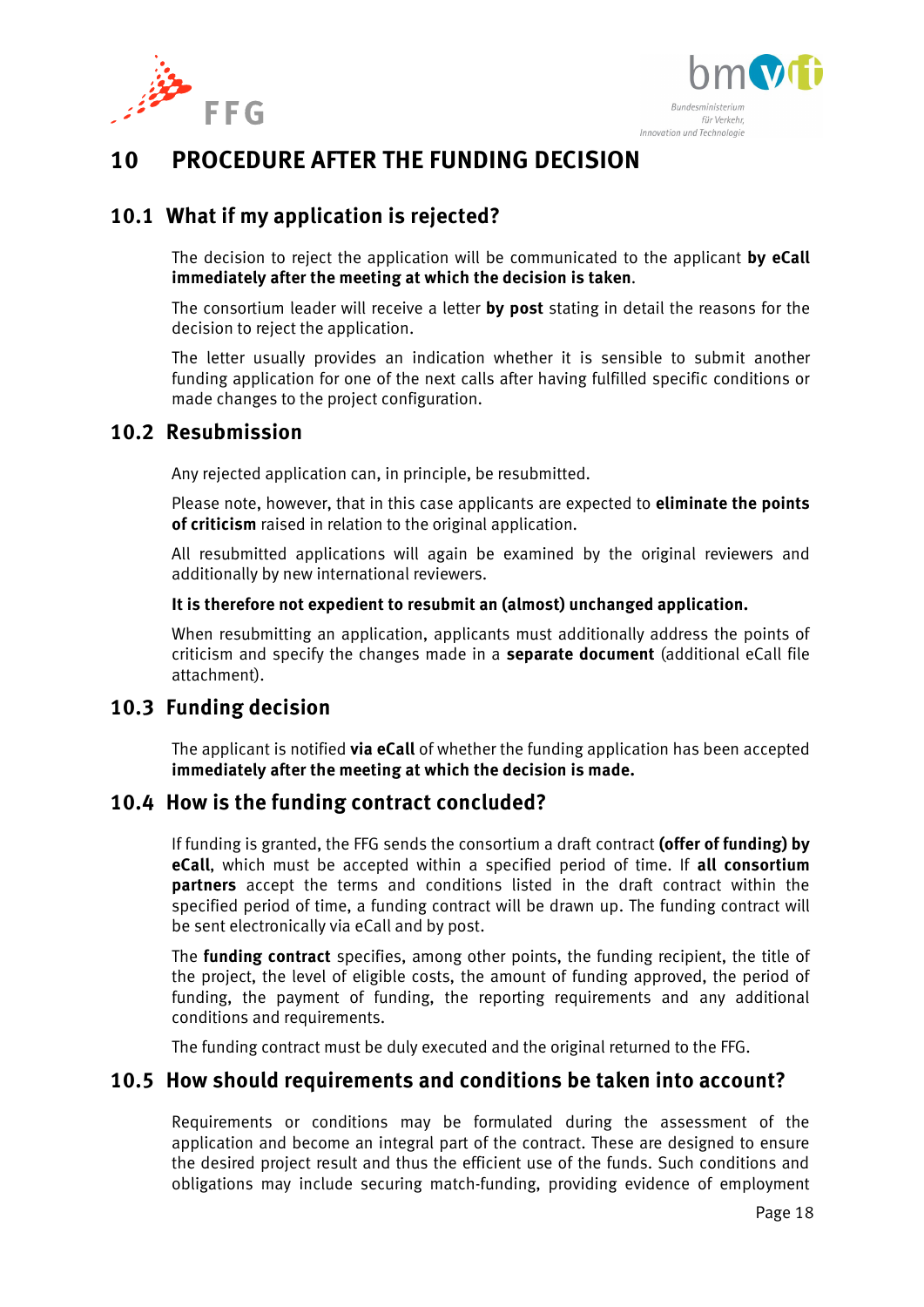# 10 PROCEDURE AFTER THE FUNDING DECISION

## 10.1 What if my application is rejected?

The decision to reject the application will be communicated to the applicant **by eCall immediately after the meeting at which the decision is taken**.

The consortium leader will receive a letter **by post** stating in detail the reasons for the decision to reject the application.

The letter usually provides an indication whether it is sensible to submit another funding application for one of the next calls after having fulfilled specific conditions or made changes to the project configuration.

## 10.2 Resubmission

Any rejected application can, in principle, be resubmitted.

Please note, however, that in this case applicants are expected to **eliminate the points of criticism** raised in relation to the original application.

All resubmitted applications will again be examined by the original reviewers and additionally by new international reviewers.

**It is therefore not expedient to resubmit an (almost) unchanged application.**

When resubmitting an application, applicants must additionally address the points of criticism and specify the changes made in a **separate document** (additional eCall file attachment).

## 10.3 Funding decision

The applicant is notified **via eCall** of whether the funding application has been accepted **immediately after the meeting at which the decision is made.**

## 10.4 How is the funding contract concluded?

If funding is granted, the FFG sends the consortium a draft contract **(offer of funding) by eCall**, which must be accepted within a specified period of time. If **all consortium partners** accept the terms and conditions listed in the draft contract within the specified period of time, a funding contract will be drawn up. The funding contract will be sent electronically via eCall and by post.

The **funding contract** specifies, among other points, the funding recipient, the title of the project, the level of eligible costs, the amount of funding approved, the period of funding, the payment of funding, the reporting requirements and any additional conditions and requirements.

The funding contract must be duly executed and the original returned to the FFG.

## 10.5 How should requirements and conditions be taken into account?

Requirements or conditions may be formulated during the assessment of the application and become an integral part of the contract. These are designed to ensure the desired project result and thus the efficient use of the funds. Such conditions and obligations may include securing match-funding, providing evidence of employment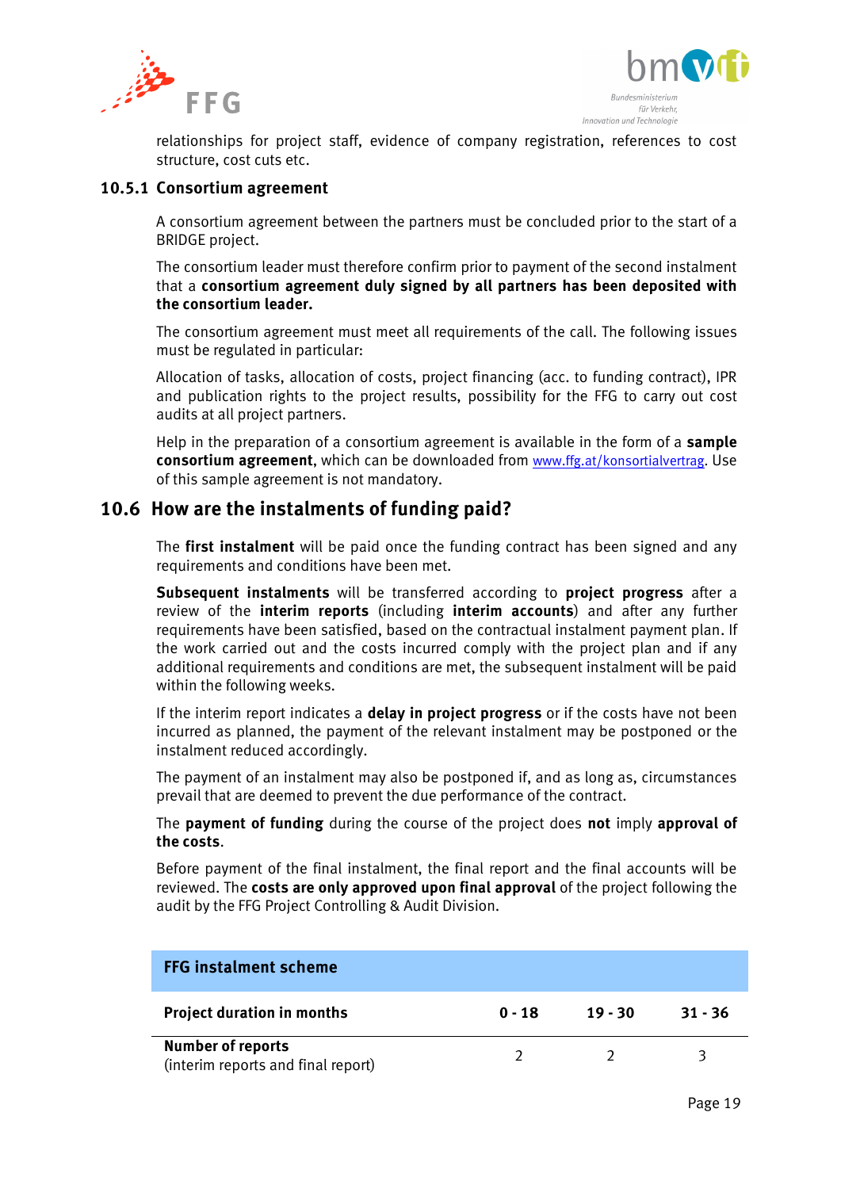relationships for project staff, evidence of company registration, references to cost structure, cost cuts etc.

### 10.5.1 Consortium agreement

A consortium agreement between the partners must be concluded prior to the start of a BRIDGE project.

The consortium leader must therefore confirm prior to payment of the second instalment that a **consortium agreement duly signed by all partners has been deposited with the consortium leader.**

The consortium agreement must meet all requirements of the call. The following issues must be regulated in particular:

Allocation of tasks, allocation of costs, project financing (acc. to funding contract), IPR and publication rights to the project results, possibility for the FFG to carry out cost audits at all project partners.

Help in the preparation of a consortium agreement is available in the form of a **sample consortium agreement**, which can be downloaded from www.ffg.at/konsortialvertrag. Use of this sample agreement is not mandatory.

## 10.6 How are the instalments of funding paid?

The **first instalment** will be paid once the funding contract has been signed and any requirements and conditions have been met.

**Subsequent instalments** will be transferred according to **project progress** after a review of the **interim reports** (including **interim accounts**) and after any further requirements have been satisfied, based on the contractual instalment payment plan. If the work carried out and the costs incurred comply with the project plan and if any additional requirements and conditions are met, the subsequent instalment will be paid within the following weeks.

If the interim report indicates a **delay in project progress** or if the costs have not been incurred as planned, the payment of the relevant instalment may be postponed or the instalment reduced accordingly.

The payment of an instalment may also be postponed if, and as long as, circumstances prevail that are deemed to prevent the due performance of the contract.

The **payment of funding** during the course of the project does **not** imply **approval of the costs**.

Before payment of the final instalment, the final report and the final accounts will be reviewed. The **costs are only approved upon final approval** of the project following the audit by the FFG Project Controlling & Audit Division.

| **FFG instalment scheme** | | | |
|---|---|---|---|
| **Project duration in months** | **0 - 18** | **19 - 30** | **31 - 36** |
| **Number of reports** (interim reports and final report) | 2 | 2 | 3 |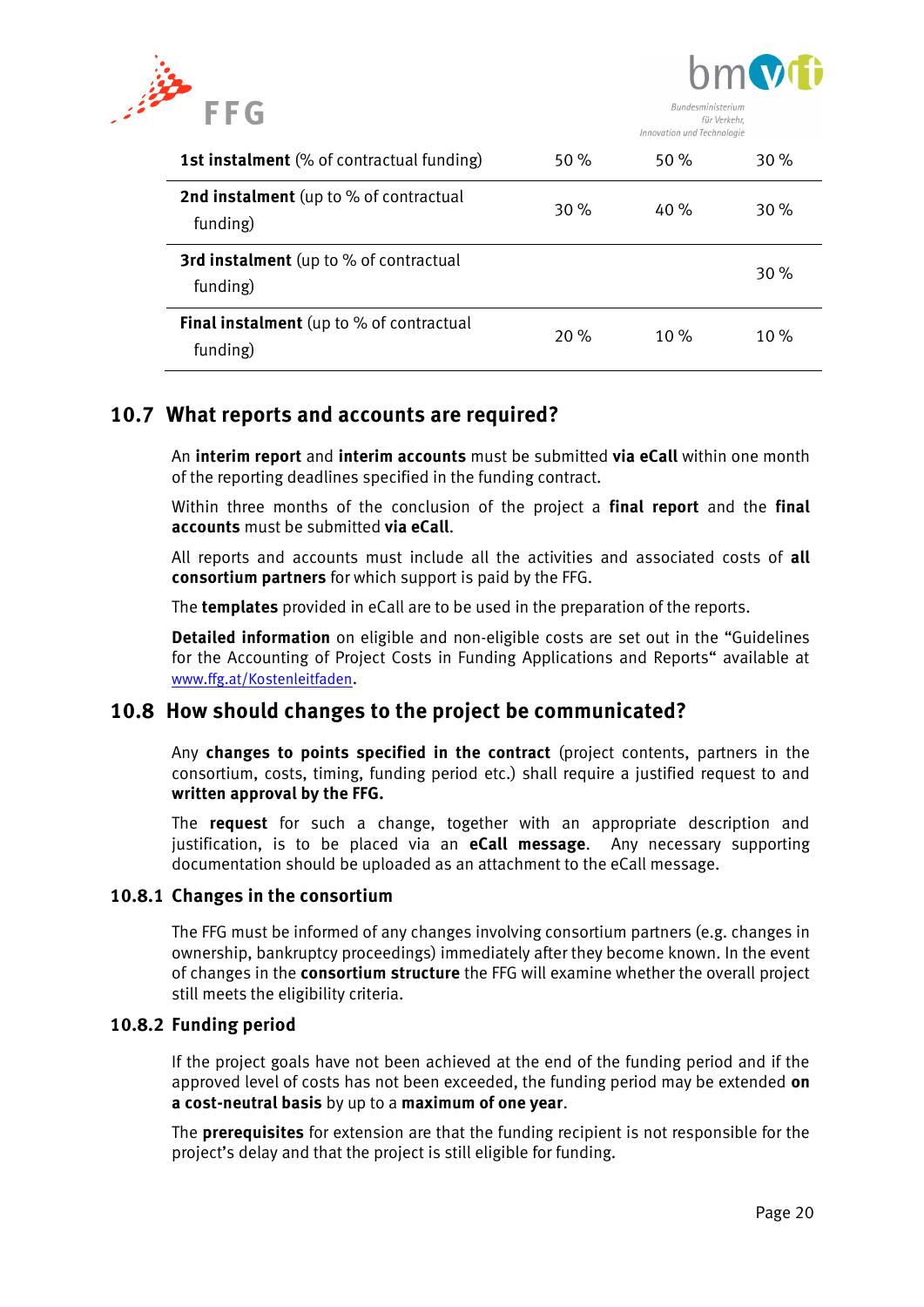| | | | |
|---|---|---|---|
| **1st instalment** (% of contractual funding) | 50 % | 50 % | 30 % |
| **2nd instalment** (up to % of contractual funding) | 30 % | 40 % | 30 % |
| **3rd instalment** (up to % of contractual funding) | | | 30 % |
| **Final instalment** (up to % of contractual funding) | 20 % | 10 % | 10 % |

## 10.7 What reports and accounts are required?

An **interim report** and **interim accounts** must be submitted **via eCall** within one month of the reporting deadlines specified in the funding contract.

Within three months of the conclusion of the project a **final report** and the **final accounts** must be submitted **via eCall**.

All reports and accounts must include all the activities and associated costs of **all consortium partners** for which support is paid by the FFG.

The **templates** provided in eCall are to be used in the preparation of the reports.

**Detailed information** on eligible and non-eligible costs are set out in the "Guidelines for the Accounting of Project Costs in Funding Applications and Reports" available at www.ffg.at/Kostenleitfaden.

## 10.8 How should changes to the project be communicated?

Any **changes to points specified in the contract** (project contents, partners in the consortium, costs, timing, funding period etc.) shall require a justified request to and **written approval by the FFG.**

The **request** for such a change, together with an appropriate description and justification, is to be placed via an **eCall message**. Any necessary supporting documentation should be uploaded as an attachment to the eCall message.

### 10.8.1 Changes in the consortium

The FFG must be informed of any changes involving consortium partners (e.g. changes in ownership, bankruptcy proceedings) immediately after they become known. In the event of changes in the **consortium structure** the FFG will examine whether the overall project still meets the eligibility criteria.

### 10.8.2 Funding period

If the project goals have not been achieved at the end of the funding period and if the approved level of costs has not been exceeded, the funding period may be extended **on a cost-neutral basis** by up to a **maximum of one year**.

The **prerequisites** for extension are that the funding recipient is not responsible for the project's delay and that the project is still eligible for funding.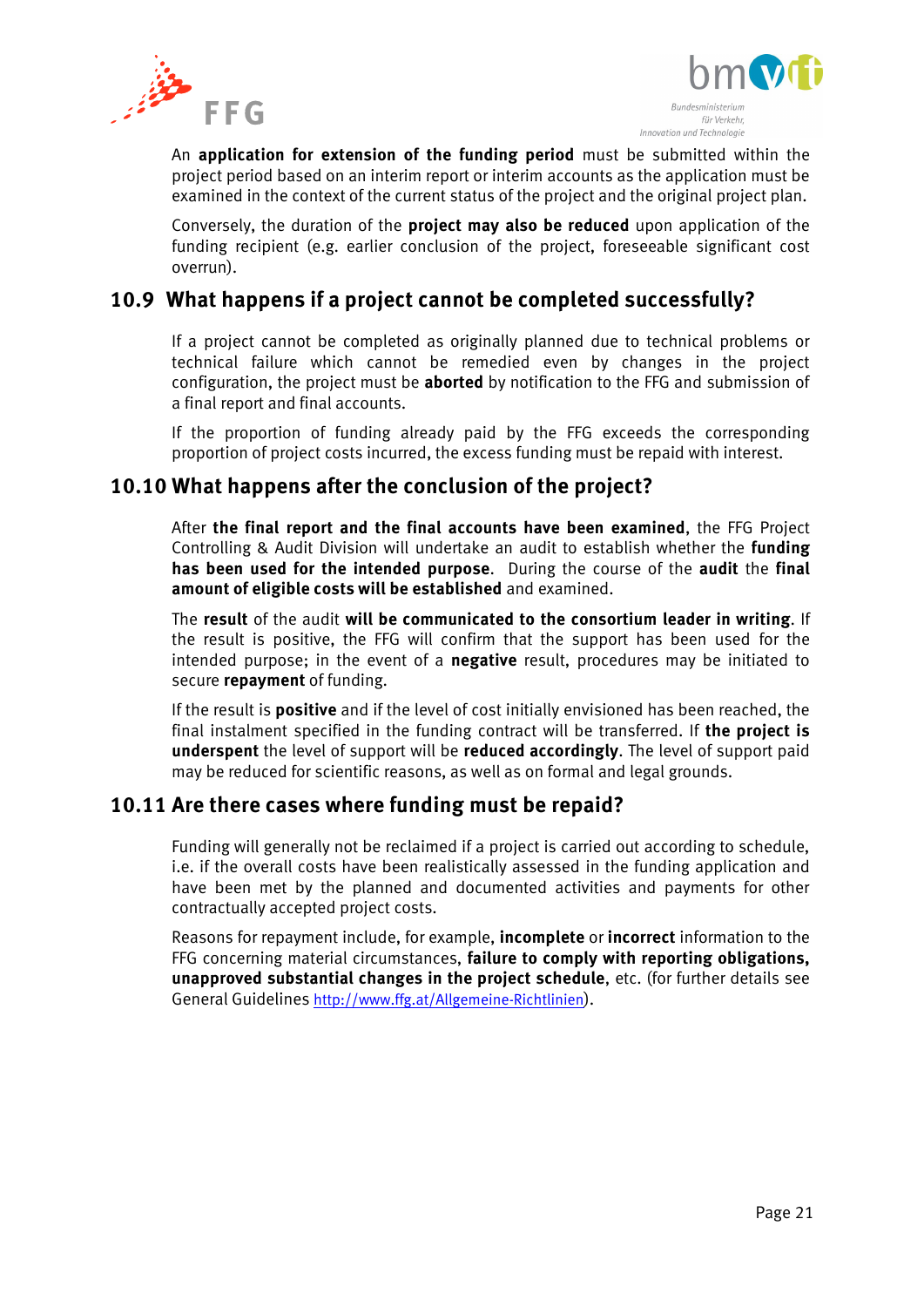An **application for extension of the funding period** must be submitted within the project period based on an interim report or interim accounts as the application must be examined in the context of the current status of the project and the original project plan.

Conversely, the duration of the **project may also be reduced** upon application of the funding recipient (e.g. earlier conclusion of the project, foreseeable significant cost overrun).

## 10.9 What happens if a project cannot be completed successfully?

If a project cannot be completed as originally planned due to technical problems or technical failure which cannot be remedied even by changes in the project configuration, the project must be **aborted** by notification to the FFG and submission of a final report and final accounts.

If the proportion of funding already paid by the FFG exceeds the corresponding proportion of project costs incurred, the excess funding must be repaid with interest.

## 10.10 What happens after the conclusion of the project?

After **the final report and the final accounts have been examined**, the FFG Project Controlling & Audit Division will undertake an audit to establish whether the **funding has been used for the intended purpose**. During the course of the **audit** the **final amount of eligible costs will be established** and examined.

The **result** of the audit **will be communicated to the consortium leader in writing**. If the result is positive, the FFG will confirm that the support has been used for the intended purpose; in the event of a **negative** result, procedures may be initiated to secure **repayment** of funding.

If the result is **positive** and if the level of cost initially envisioned has been reached, the final instalment specified in the funding contract will be transferred. If **the project is underspent** the level of support will be **reduced accordingly**. The level of support paid may be reduced for scientific reasons, as well as on formal and legal grounds.

## 10.11 Are there cases where funding must be repaid?

Funding will generally not be reclaimed if a project is carried out according to schedule, i.e. if the overall costs have been realistically assessed in the funding application and have been met by the planned and documented activities and payments for other contractually accepted project costs.

Reasons for repayment include, for example, **incomplete** or **incorrect** information to the FFG concerning material circumstances, **failure to comply with reporting obligations, unapproved substantial changes in the project schedule**, etc. (for further details see General Guidelines http://www.ffg.at/Allgemeine-Richtlinien).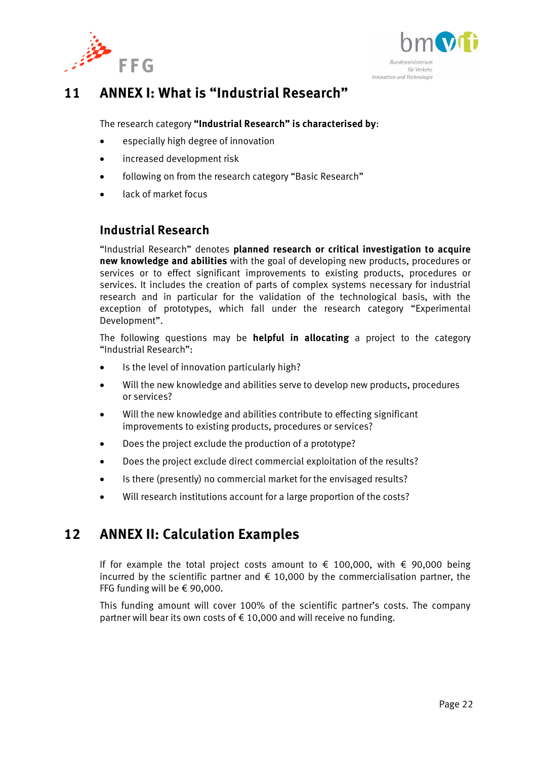# 11 ANNEX I: What is "Industrial Research"

The research category **"Industrial Research" is characterised by**:

- especially high degree of innovation
- increased development risk
- following on from the research category "Basic Research"
- lack of market focus

## Industrial Research

"Industrial Research" denotes **planned research or critical investigation to acquire new knowledge and abilities** with the goal of developing new products, procedures or services or to effect significant improvements to existing products, procedures or services. It includes the creation of parts of complex systems necessary for industrial research and in particular for the validation of the technological basis, with the exception of prototypes, which fall under the research category "Experimental Development".

The following questions may be **helpful in allocating** a project to the category "Industrial Research":

- Is the level of innovation particularly high?
- Will the new knowledge and abilities serve to develop new products, procedures or services?
- Will the new knowledge and abilities contribute to effecting significant improvements to existing products, procedures or services?
- Does the project exclude the production of a prototype?
- Does the project exclude direct commercial exploitation of the results?
- Is there (presently) no commercial market for the envisaged results?
- Will research institutions account for a large proportion of the costs?

# 12 ANNEX II: Calculation Examples

If for example the total project costs amount to € 100,000, with € 90,000 being incurred by the scientific partner and € 10,000 by the commercialisation partner, the FFG funding will be € 90,000.

This funding amount will cover 100% of the scientific partner's costs. The company partner will bear its own costs of € 10,000 and will receive no funding.